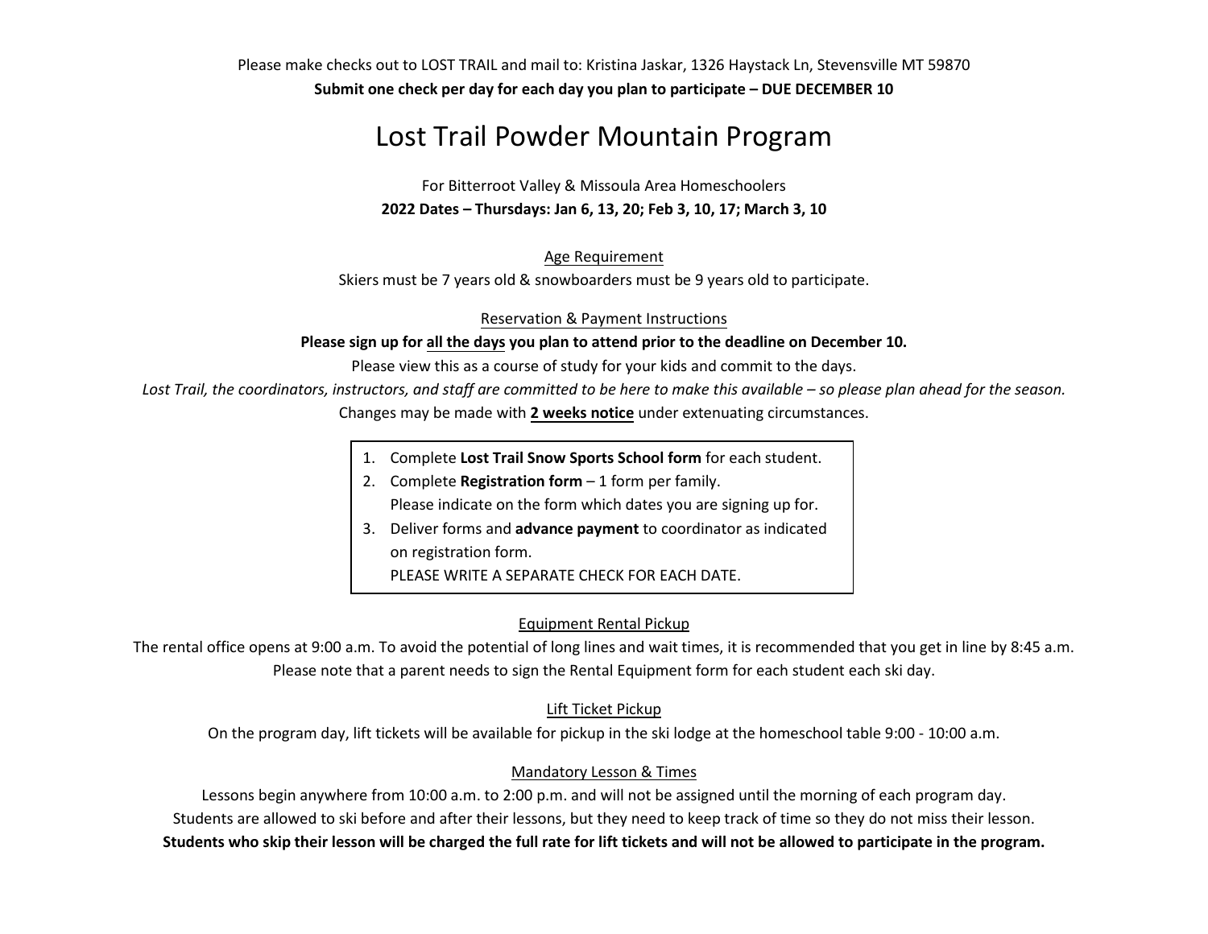Please make checks out to LOST TRAIL and mail to: Kristina Jaskar, 1326 Haystack Ln, Stevensville MT 59870

**Submit one check per day for each day you plan to participate – DUE DECEMBER 10**

# Lost Trail Powder Mountain Program

For Bitterroot Valley & Missoula Area Homeschoolers

**2022 Dates – Thursdays: Jan 6, 13, 20; Feb 3, 10, 17; March 3, 10**

## Age Requirement

Skiers must be 7 years old & snowboarders must be 9 years old to participate.

## Reservation & Payment Instructions

**Please sign up for all the days you plan to attend prior to the deadline on December 10.**

Please view this as a course of study for your kids and commit to the days.

*Lost Trail, the coordinators, instructors, and staff are committed to be here to make this available – so please plan ahead for the season.*

Changes may be made with **2 weeks notice** under extenuating circumstances.

1. Complete **Lost Trail Snow Sports School form** for each student.
2. Complete **Registration form** – 1 form per family.
   Please indicate on the form which dates you are signing up for.
3. Deliver forms and **advance payment** to coordinator as indicated on registration form.
   PLEASE WRITE A SEPARATE CHECK FOR EACH DATE.

## Equipment Rental Pickup

The rental office opens at 9:00 a.m. To avoid the potential of long lines and wait times, it is recommended that you get in line by 8:45 a.m. Please note that a parent needs to sign the Rental Equipment form for each student each ski day.

## Lift Ticket Pickup

On the program day, lift tickets will be available for pickup in the ski lodge at the homeschool table 9:00 - 10:00 a.m.

## Mandatory Lesson & Times

Lessons begin anywhere from 10:00 a.m. to 2:00 p.m. and will not be assigned until the morning of each program day.

Students are allowed to ski before and after their lessons, but they need to keep track of time so they do not miss their lesson.

**Students who skip their lesson will be charged the full rate for lift tickets and will not be allowed to participate in the program.**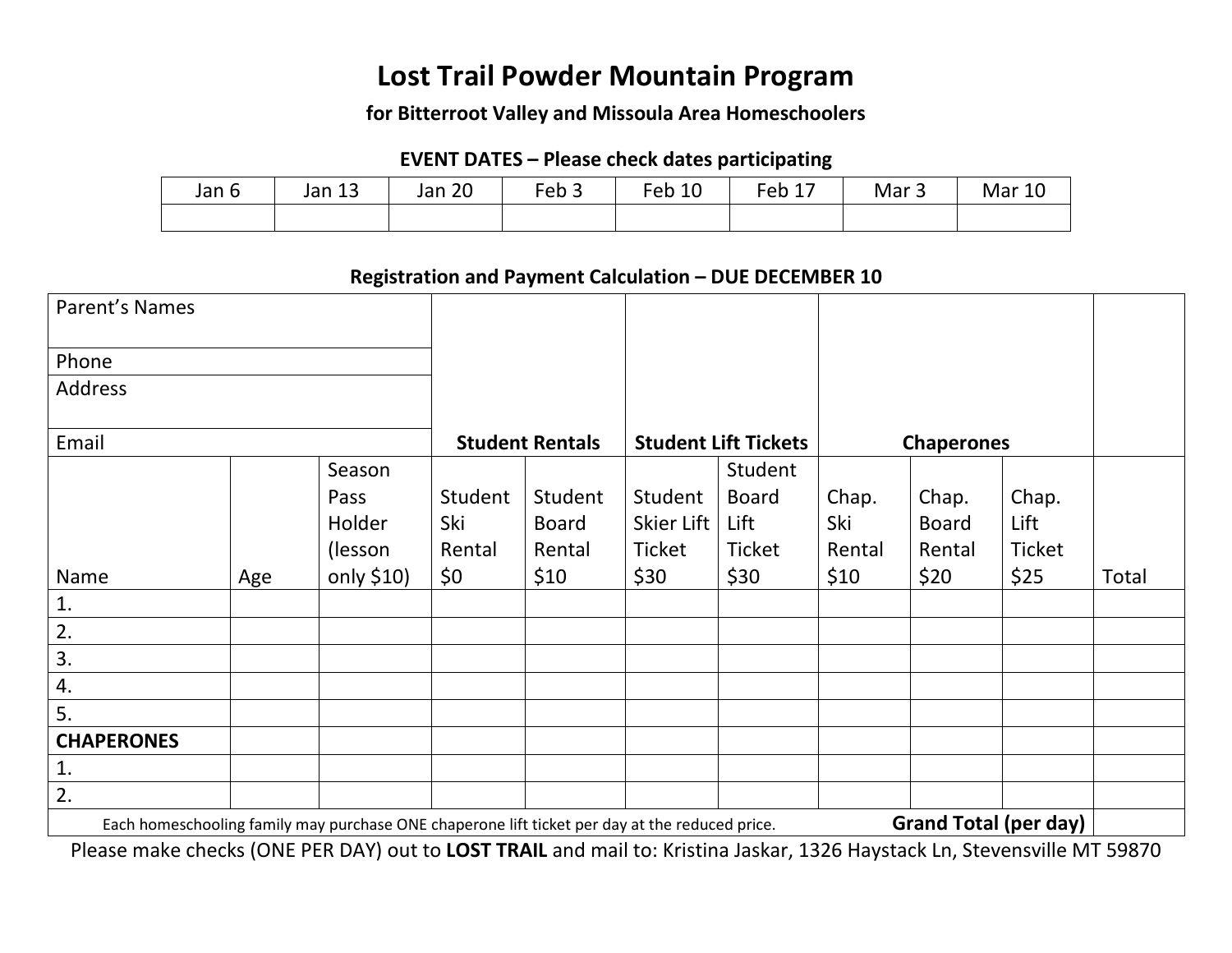# Lost Trail Powder Mountain Program

### for Bitterroot Valley and Missoula Area Homeschoolers

**EVENT DATES – Please check dates participating**

| Jan 6 | Jan 13 | Jan 20 | Feb 3 | Feb 10 | Feb 17 | Mar 3 | Mar 10 |
|---|---|---|---|---|---|---|---|
| | | | | | | | |

**Registration and Payment Calculation – DUE DECEMBER 10**

| Parent's Names<br>Phone<br>Address<br>Email | | | **Student Rentals** | | **Student Lift Tickets** | | **Chaperones** | | | |
|---|---|---|---|---|---|---|---|---|---|---|
| Name | Age | Season Pass Holder (lesson only $10) | Student Ski Rental $0 | Student Board Rental $10 | Student Skier Lift Ticket $30 | Student Board Lift Ticket $30 | Chap. Ski Rental $10 | Chap. Board Rental $20 | Chap. Lift Ticket $25 | Total |
| 1. | | | | | | | | | | |
| 2. | | | | | | | | | | |
| 3. | | | | | | | | | | |
| 4. | | | | | | | | | | |
| 5. | | | | | | | | | | |
| **CHAPERONES** | | | | | | | | | | |
| 1. | | | | | | | | | | |
| 2. | | | | | | | | | | |
| Each homeschooling family may purchase ONE chaperone lift ticket per day at the reduced price. | | | | | | | | | **Grand Total (per day)** | |

Please make checks (ONE PER DAY) out to **LOST TRAIL** and mail to: Kristina Jaskar, 1326 Haystack Ln, Stevensville MT 59870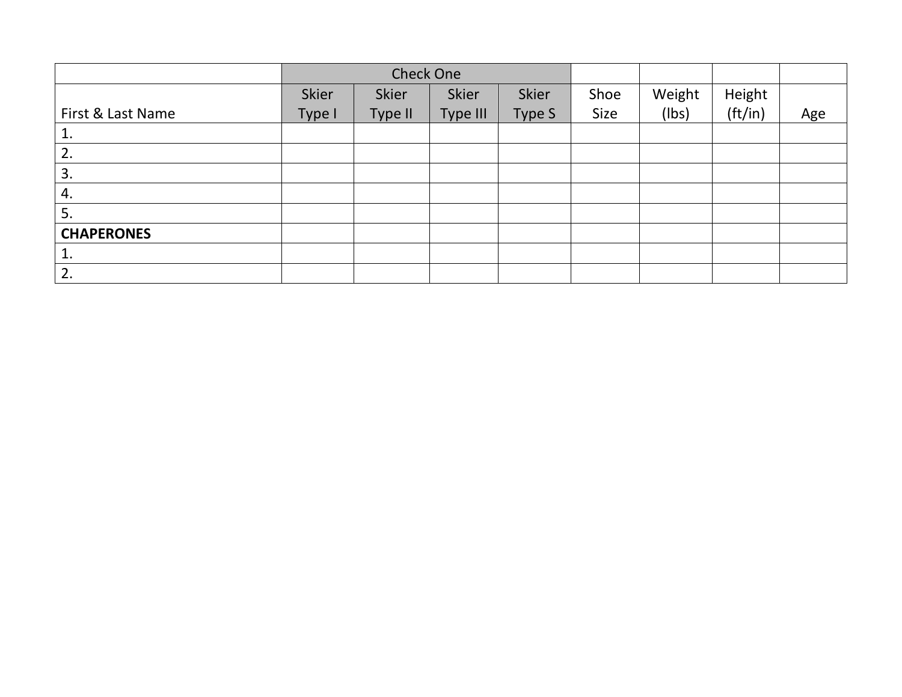| | Check One | | | | | | | |
|---|---|---|---|---|---|---|---|---|
| First & Last Name | Skier Type I | Skier Type II | Skier Type III | Skier Type S | Shoe Size | Weight (lbs) | Height (ft/in) | Age |
| 1. | | | | | | | | |
| 2. | | | | | | | | |
| 3. | | | | | | | | |
| 4. | | | | | | | | |
| 5. | | | | | | | | |
| **CHAPERONES** | | | | | | | | |
| 1. | | | | | | | | |
| 2. | | | | | | | | |